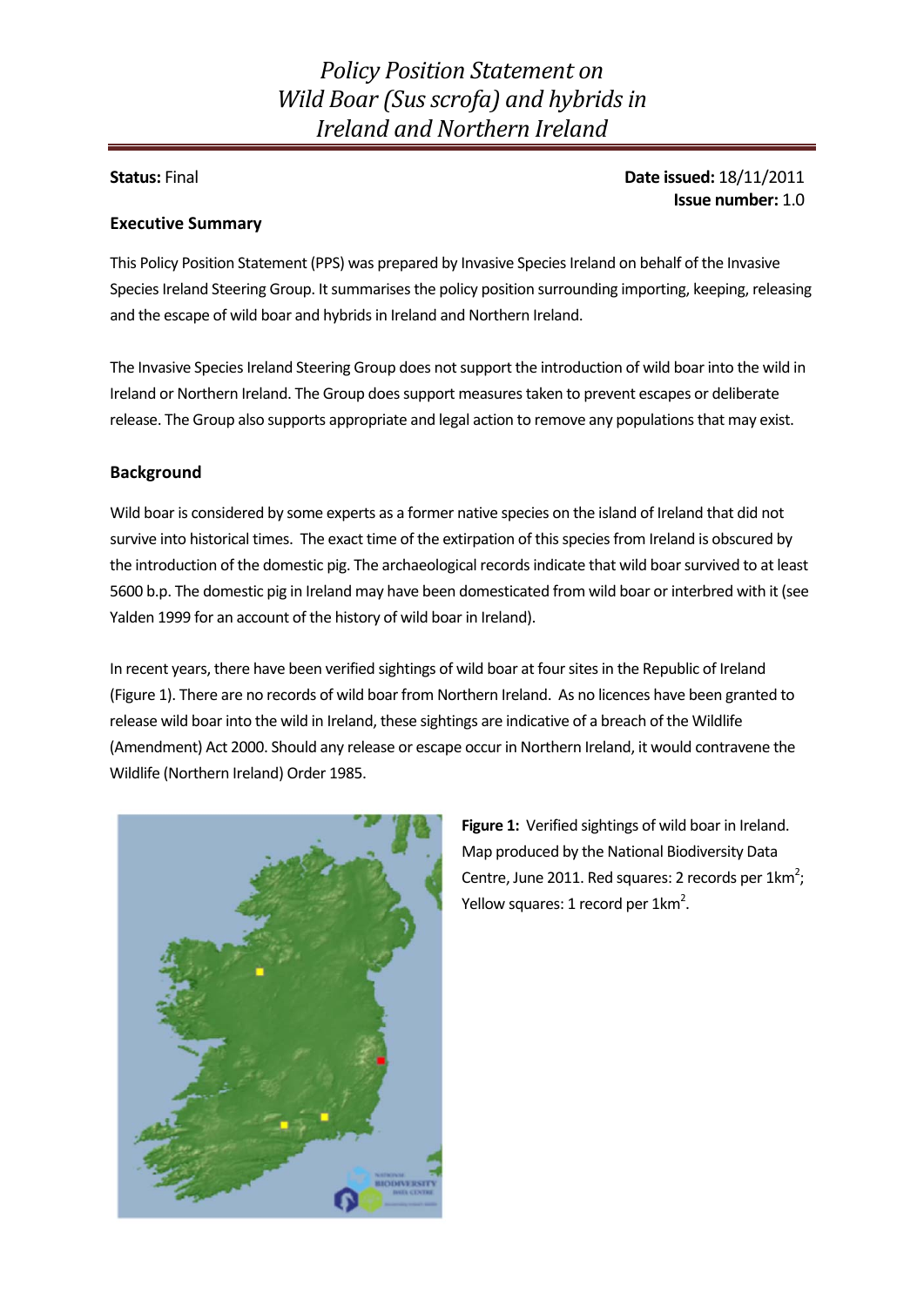# Policy Position Statement on Wild Boar (Sus scrofa) and hybrids in Ireland and Northern Ireland

**Status:** Final

**Date issued:** 18/11/2011
**Issue number:** 1.0

## Executive Summary

This Policy Position Statement (PPS) was prepared by Invasive Species Ireland on behalf of the Invasive Species Ireland Steering Group. It summarises the policy position surrounding importing, keeping, releasing and the escape of wild boar and hybrids in Ireland and Northern Ireland.

The Invasive Species Ireland Steering Group does not support the introduction of wild boar into the wild in Ireland or Northern Ireland. The Group does support measures taken to prevent escapes or deliberate release. The Group also supports appropriate and legal action to remove any populations that may exist.

## Background

Wild boar is considered by some experts as a former native species on the island of Ireland that did not survive into historical times. The exact time of the extirpation of this species from Ireland is obscured by the introduction of the domestic pig. The archaeological records indicate that wild boar survived to at least 5600 b.p. The domestic pig in Ireland may have been domesticated from wild boar or interbred with it (see Yalden 1999 for an account of the history of wild boar in Ireland).

In recent years, there have been verified sightings of wild boar at four sites in the Republic of Ireland (Figure 1). There are no records of wild boar from Northern Ireland. As no licences have been granted to release wild boar into the wild in Ireland, these sightings are indicative of a breach of the Wildlife (Amendment) Act 2000. Should any release or escape occur in Northern Ireland, it would contravene the Wildlife (Northern Ireland) Order 1985.

**Figure 1:** Verified sightings of wild boar in Ireland. Map produced by the National Biodiversity Data Centre, June 2011. Red squares: 2 records per 1km$^2$; Yellow squares: 1 record per 1km$^2$.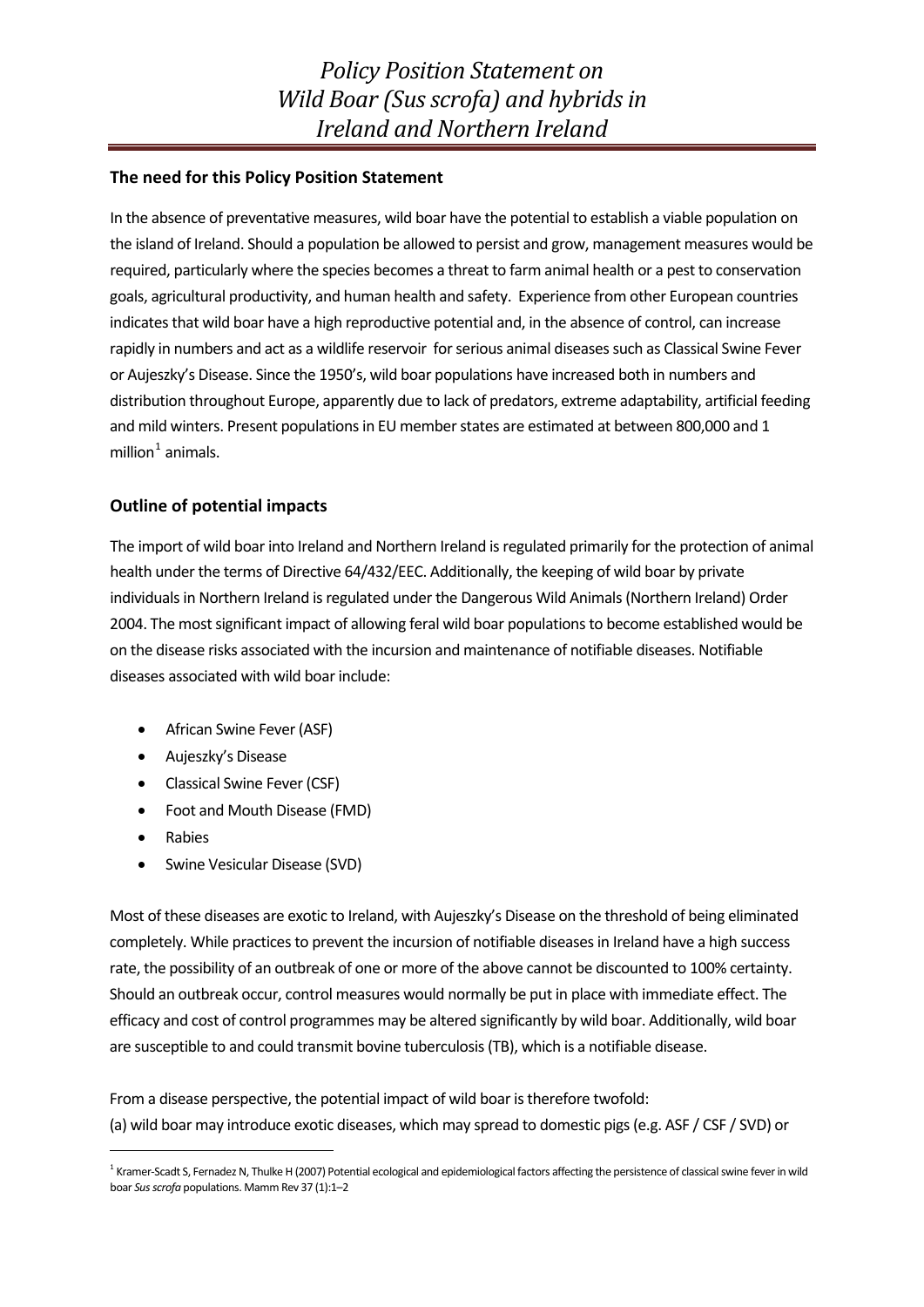# Policy Position Statement on Wild Boar (*Sus scrofa*) and hybrids in Ireland and Northern Ireland

## The need for this Policy Position Statement

In the absence of preventative measures, wild boar have the potential to establish a viable population on the island of Ireland. Should a population be allowed to persist and grow, management measures would be required, particularly where the species becomes a threat to farm animal health or a pest to conservation goals, agricultural productivity, and human health and safety. Experience from other European countries indicates that wild boar have a high reproductive potential and, in the absence of control, can increase rapidly in numbers and act as a wildlife reservoir for serious animal diseases such as Classical Swine Fever or Aujeszky's Disease. Since the 1950's, wild boar populations have increased both in numbers and distribution throughout Europe, apparently due to lack of predators, extreme adaptability, artificial feeding and mild winters. Present populations in EU member states are estimated at between 800,000 and 1 million[1] animals.

## Outline of potential impacts

The import of wild boar into Ireland and Northern Ireland is regulated primarily for the protection of animal health under the terms of Directive 64/432/EEC. Additionally, the keeping of wild boar by private individuals in Northern Ireland is regulated under the Dangerous Wild Animals (Northern Ireland) Order 2004. The most significant impact of allowing feral wild boar populations to become established would be on the disease risks associated with the incursion and maintenance of notifiable diseases. Notifiable diseases associated with wild boar include:

- African Swine Fever (ASF)
- Aujeszky's Disease
- Classical Swine Fever (CSF)
- Foot and Mouth Disease (FMD)
- Rabies
- Swine Vesicular Disease (SVD)

Most of these diseases are exotic to Ireland, with Aujeszky's Disease on the threshold of being eliminated completely. While practices to prevent the incursion of notifiable diseases in Ireland have a high success rate, the possibility of an outbreak of one or more of the above cannot be discounted to 100% certainty. Should an outbreak occur, control measures would normally be put in place with immediate effect. The efficacy and cost of control programmes may be altered significantly by wild boar. Additionally, wild boar are susceptible to and could transmit bovine tuberculosis (TB), which is a notifiable disease.

From a disease perspective, the potential impact of wild boar is therefore twofold:
(a) wild boar may introduce exotic diseases, which may spread to domestic pigs (e.g. ASF / CSF / SVD) or

[1] Kramer-Scadt S, Fernadez N, Thulke H (2007) Potential ecological and epidemiological factors affecting the persistence of classical swine fever in wild boar *Sus scrofa* populations. Mamm Rev 37 (1):1–2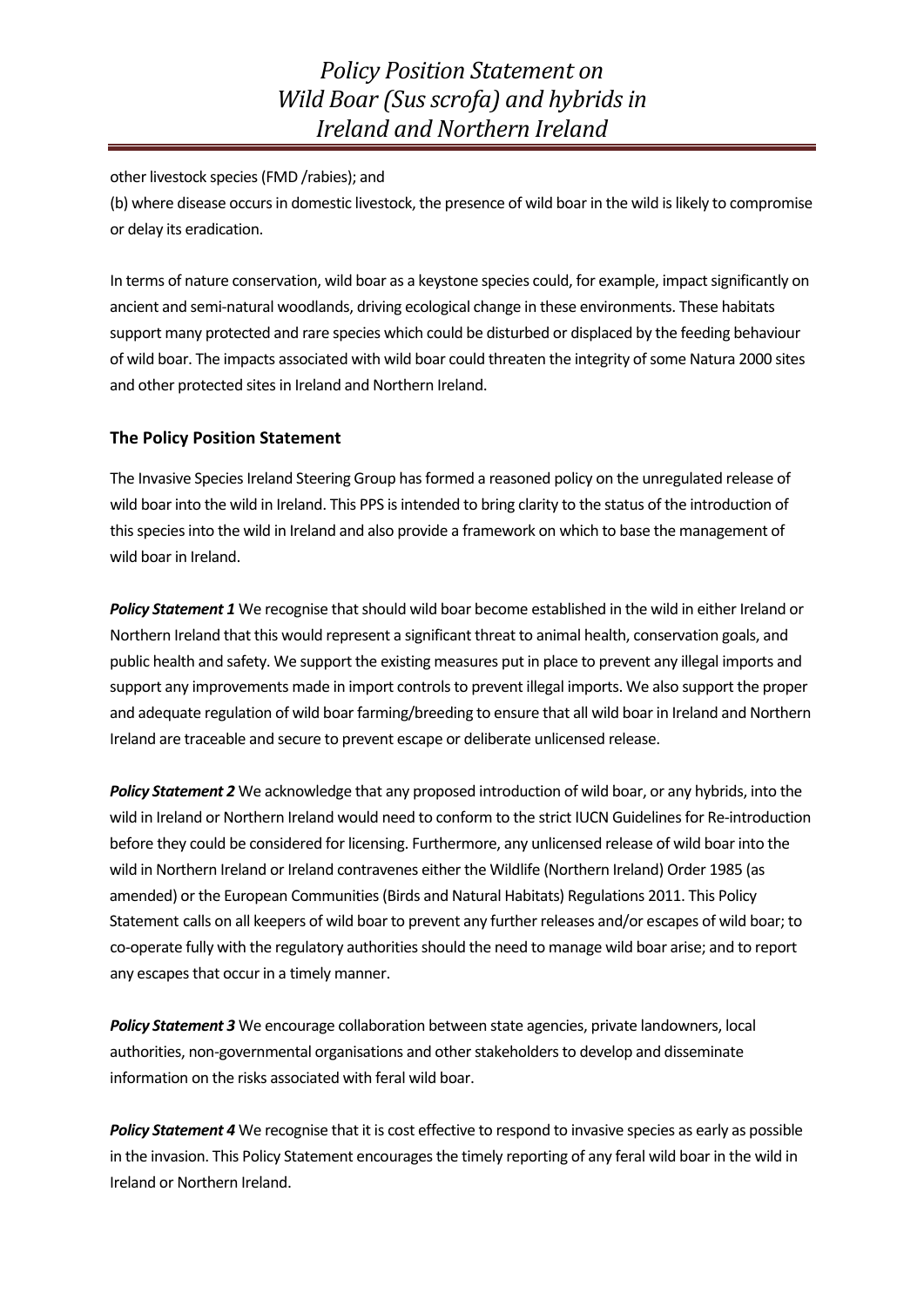other livestock species (FMD /rabies); and

(b) where disease occurs in domestic livestock, the presence of wild boar in the wild is likely to compromise or delay its eradication.

In terms of nature conservation, wild boar as a keystone species could, for example, impact significantly on ancient and semi-natural woodlands, driving ecological change in these environments. These habitats support many protected and rare species which could be disturbed or displaced by the feeding behaviour of wild boar. The impacts associated with wild boar could threaten the integrity of some Natura 2000 sites and other protected sites in Ireland and Northern Ireland.

## The Policy Position Statement

The Invasive Species Ireland Steering Group has formed a reasoned policy on the unregulated release of wild boar into the wild in Ireland. This PPS is intended to bring clarity to the status of the introduction of this species into the wild in Ireland and also provide a framework on which to base the management of wild boar in Ireland.

***Policy Statement 1*** We recognise that should wild boar become established in the wild in either Ireland or Northern Ireland that this would represent a significant threat to animal health, conservation goals, and public health and safety. We support the existing measures put in place to prevent any illegal imports and support any improvements made in import controls to prevent illegal imports. We also support the proper and adequate regulation of wild boar farming/breeding to ensure that all wild boar in Ireland and Northern Ireland are traceable and secure to prevent escape or deliberate unlicensed release.

***Policy Statement 2*** We acknowledge that any proposed introduction of wild boar, or any hybrids, into the wild in Ireland or Northern Ireland would need to conform to the strict IUCN Guidelines for Re-introduction before they could be considered for licensing. Furthermore, any unlicensed release of wild boar into the wild in Northern Ireland or Ireland contravenes either the Wildlife (Northern Ireland) Order 1985 (as amended) or the European Communities (Birds and Natural Habitats) Regulations 2011. This Policy Statement calls on all keepers of wild boar to prevent any further releases and/or escapes of wild boar; to co-operate fully with the regulatory authorities should the need to manage wild boar arise; and to report any escapes that occur in a timely manner.

***Policy Statement 3*** We encourage collaboration between state agencies, private landowners, local authorities, non-governmental organisations and other stakeholders to develop and disseminate information on the risks associated with feral wild boar.

***Policy Statement 4*** We recognise that it is cost effective to respond to invasive species as early as possible in the invasion. This Policy Statement encourages the timely reporting of any feral wild boar in the wild in Ireland or Northern Ireland.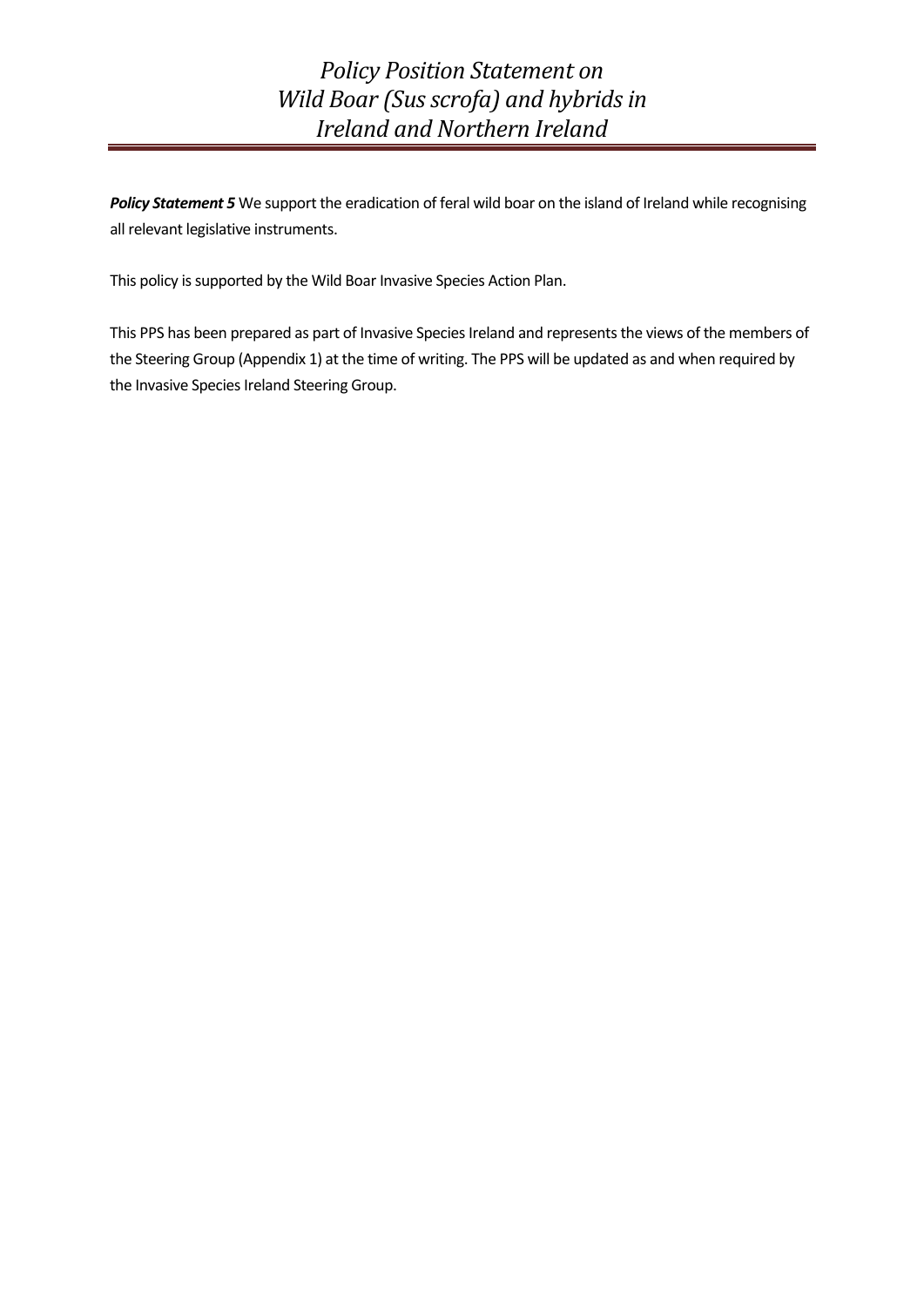***Policy Statement 5*** We support the eradication of feral wild boar on the island of Ireland while recognising all relevant legislative instruments.

This policy is supported by the Wild Boar Invasive Species Action Plan.

This PPS has been prepared as part of Invasive Species Ireland and represents the views of the members of the Steering Group (Appendix 1) at the time of writing. The PPS will be updated as and when required by the Invasive Species Ireland Steering Group.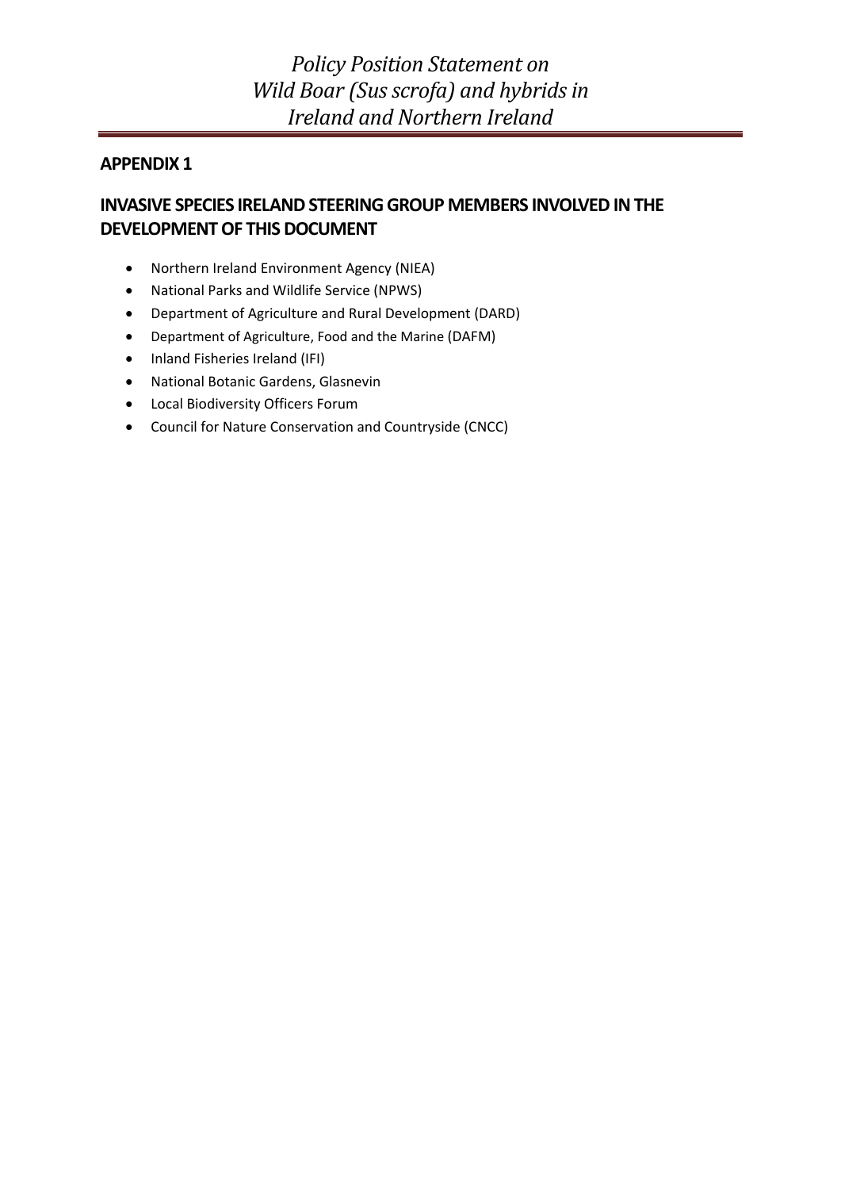## APPENDIX 1

## INVASIVE SPECIES IRELAND STEERING GROUP MEMBERS INVOLVED IN THE DEVELOPMENT OF THIS DOCUMENT

- Northern Ireland Environment Agency (NIEA)
- National Parks and Wildlife Service (NPWS)
- Department of Agriculture and Rural Development (DARD)
- Department of Agriculture, Food and the Marine (DAFM)
- Inland Fisheries Ireland (IFI)
- National Botanic Gardens, Glasnevin
- Local Biodiversity Officers Forum
- Council for Nature Conservation and Countryside (CNCC)